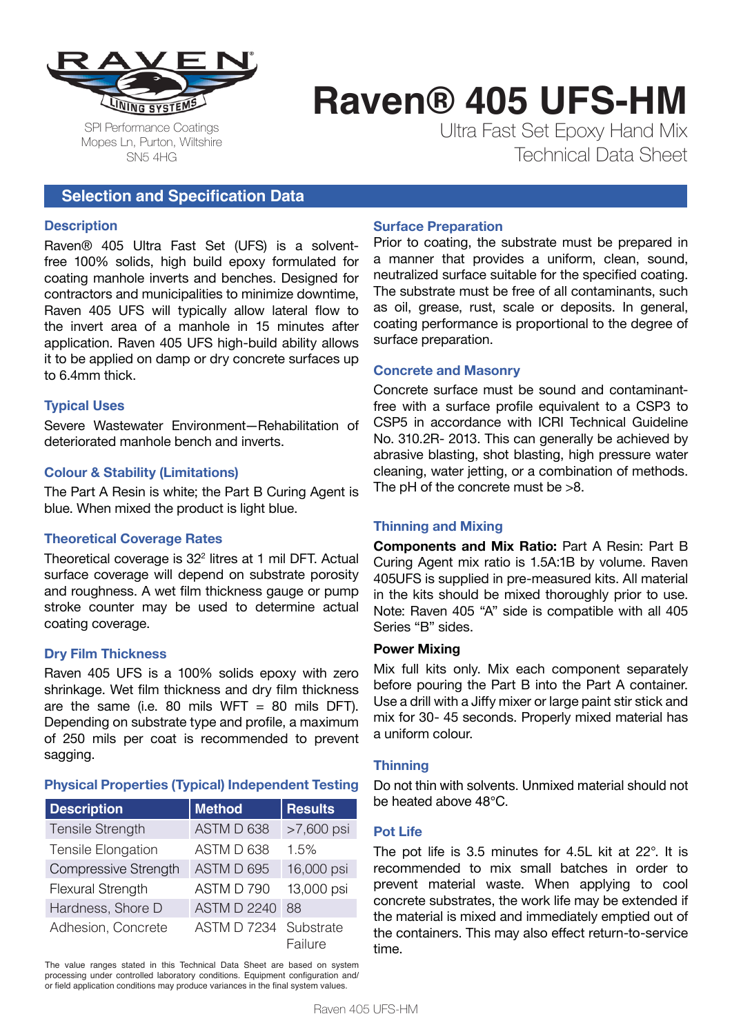RAVEN LINING SYSTEMS

SPI Performance Coatings
Mopes Ln, Purton, Wiltshire
SN5 4HG

# Raven® 405 UFS-HM

Ultra Fast Set Epoxy Hand Mix
Technical Data Sheet

## Selection and Specification Data

### Description

Raven® 405 Ultra Fast Set (UFS) is a solvent-free 100% solids, high build epoxy formulated for coating manhole inverts and benches. Designed for contractors and municipalities to minimize downtime, Raven 405 UFS will typically allow lateral flow to the invert area of a manhole in 15 minutes after application. Raven 405 UFS high-build ability allows it to be applied on damp or dry concrete surfaces up to 6.4mm thick.

### Typical Uses

Severe Wastewater Environment—Rehabilitation of deteriorated manhole bench and inverts.

### Colour & Stability (Limitations)

The Part A Resin is white; the Part B Curing Agent is blue. When mixed the product is light blue.

### Theoretical Coverage Rates

Theoretical coverage is $32^2$ litres at 1 mil DFT. Actual surface coverage will depend on substrate porosity and roughness. A wet film thickness gauge or pump stroke counter may be used to determine actual coating coverage.

### Dry Film Thickness

Raven 405 UFS is a 100% solids epoxy with zero shrinkage. Wet film thickness and dry film thickness are the same (i.e. 80 mils WFT = 80 mils DFT). Depending on substrate type and profile, a maximum of 250 mils per coat is recommended to prevent sagging.

### Physical Properties (Typical) Independent Testing

| Description | Method | Results |
|---|---|---|
| Tensile Strength | ASTM D 638 | >7,600 psi |
| Tensile Elongation | ASTM D 638 | 1.5% |
| Compressive Strength | ASTM D 695 | 16,000 psi |
| Flexural Strength | ASTM D 790 | 13,000 psi |
| Hardness, Shore D | ASTM D 2240 | 88 |
| Adhesion, Concrete | ASTM D 7234 | Substrate Failure |

The value ranges stated in this Technical Data Sheet are based on system processing under controlled laboratory conditions. Equipment configuration and/or field application conditions may produce variances in the final system values.

### Surface Preparation

Prior to coating, the substrate must be prepared in a manner that provides a uniform, clean, sound, neutralized surface suitable for the specified coating. The substrate must be free of all contaminants, such as oil, grease, rust, scale or deposits. In general, coating performance is proportional to the degree of surface preparation.

### Concrete and Masonry

Concrete surface must be sound and contaminant-free with a surface profile equivalent to a CSP3 to CSP5 in accordance with ICRI Technical Guideline No. 310.2R- 2013. This can generally be achieved by abrasive blasting, shot blasting, high pressure water cleaning, water jetting, or a combination of methods. The pH of the concrete must be >8.

### Thinning and Mixing

**Components and Mix Ratio:** Part A Resin: Part B Curing Agent mix ratio is 1.5A:1B by volume. Raven 405UFS is supplied in pre-measured kits. All material in the kits should be mixed thoroughly prior to use. Note: Raven 405 "A" side is compatible with all 405 Series "B" sides.

**Power Mixing**

Mix full kits only. Mix each component separately before pouring the Part B into the Part A container. Use a drill with a Jiffy mixer or large paint stir stick and mix for 30- 45 seconds. Properly mixed material has a uniform colour.

### Thinning

Do not thin with solvents. Unmixed material should not be heated above 48°C.

### Pot Life

The pot life is 3.5 minutes for 4.5L kit at 22°. It is recommended to mix small batches in order to prevent material waste. When applying to cool concrete substrates, the work life may be extended if the material is mixed and immediately emptied out of the containers. This may also effect return-to-service time.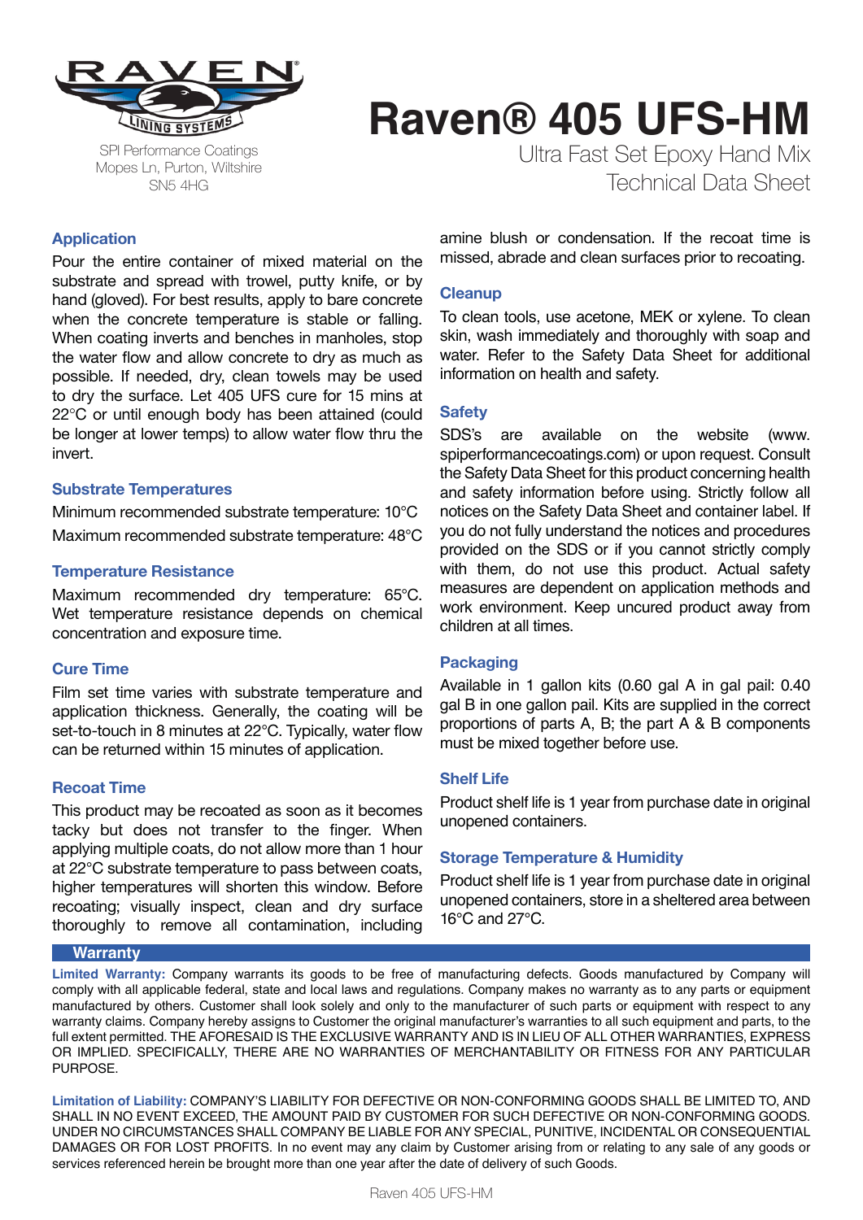SPI Performance Coatings
Mopes Ln, Purton, Wiltshire
SN5 4HG

# Raven® 405 UFS-HM

Ultra Fast Set Epoxy Hand Mix
Technical Data Sheet

## Application

Pour the entire container of mixed material on the substrate and spread with trowel, putty knife, or by hand (gloved). For best results, apply to bare concrete when the concrete temperature is stable or falling. When coating inverts and benches in manholes, stop the water flow and allow concrete to dry as much as possible. If needed, dry, clean towels may be used to dry the surface. Let 405 UFS cure for 15 mins at 22°C or until enough body has been attained (could be longer at lower temps) to allow water flow thru the invert.

## Substrate Temperatures

Minimum recommended substrate temperature: 10°C

Maximum recommended substrate temperature: 48°C

## Temperature Resistance

Maximum recommended dry temperature: 65°C. Wet temperature resistance depends on chemical concentration and exposure time.

## Cure Time

Film set time varies with substrate temperature and application thickness. Generally, the coating will be set-to-touch in 8 minutes at 22°C. Typically, water flow can be returned within 15 minutes of application.

## Recoat Time

This product may be recoated as soon as it becomes tacky but does not transfer to the finger. When applying multiple coats, do not allow more than 1 hour at 22°C substrate temperature to pass between coats, higher temperatures will shorten this window. Before recoating; visually inspect, clean and dry surface thoroughly to remove all contamination, including amine blush or condensation. If the recoat time is missed, abrade and clean surfaces prior to recoating.

## Cleanup

To clean tools, use acetone, MEK or xylene. To clean skin, wash immediately and thoroughly with soap and water. Refer to the Safety Data Sheet for additional information on health and safety.

## Safety

SDS's are available on the website (www.spiperformancecoatings.com) or upon request. Consult the Safety Data Sheet for this product concerning health and safety information before using. Strictly follow all notices on the Safety Data Sheet and container label. If you do not fully understand the notices and procedures provided on the SDS or if you cannot strictly comply with them, do not use this product. Actual safety measures are dependent on application methods and work environment. Keep uncured product away from children at all times.

## Packaging

Available in 1 gallon kits (0.60 gal A in gal pail: 0.40 gal B in one gallon pail. Kits are supplied in the correct proportions of parts A, B; the part A & B components must be mixed together before use.

## Shelf Life

Product shelf life is 1 year from purchase date in original unopened containers.

## Storage Temperature & Humidity

Product shelf life is 1 year from purchase date in original unopened containers, store in a sheltered area between 16°C and 27°C.

## Warranty

**Limited Warranty:** Company warrants its goods to be free of manufacturing defects. Goods manufactured by Company will comply with all applicable federal, state and local laws and regulations. Company makes no warranty as to any parts or equipment manufactured by others. Customer shall look solely and only to the manufacturer of such parts or equipment with respect to any warranty claims. Company hereby assigns to Customer the original manufacturer's warranties to all such equipment and parts, to the full extent permitted. THE AFORESAID IS THE EXCLUSIVE WARRANTY AND IS IN LIEU OF ALL OTHER WARRANTIES, EXPRESS OR IMPLIED. SPECIFICALLY, THERE ARE NO WARRANTIES OF MERCHANTABILITY OR FITNESS FOR ANY PARTICULAR PURPOSE.

**Limitation of Liability:** COMPANY'S LIABILITY FOR DEFECTIVE OR NON-CONFORMING GOODS SHALL BE LIMITED TO, AND SHALL IN NO EVENT EXCEED, THE AMOUNT PAID BY CUSTOMER FOR SUCH DEFECTIVE OR NON-CONFORMING GOODS. UNDER NO CIRCUMSTANCES SHALL COMPANY BE LIABLE FOR ANY SPECIAL, PUNITIVE, INCIDENTAL OR CONSEQUENTIAL DAMAGES OR FOR LOST PROFITS. In no event may any claim by Customer arising from or relating to any sale of any goods or services referenced herein be brought more than one year after the date of delivery of such Goods.